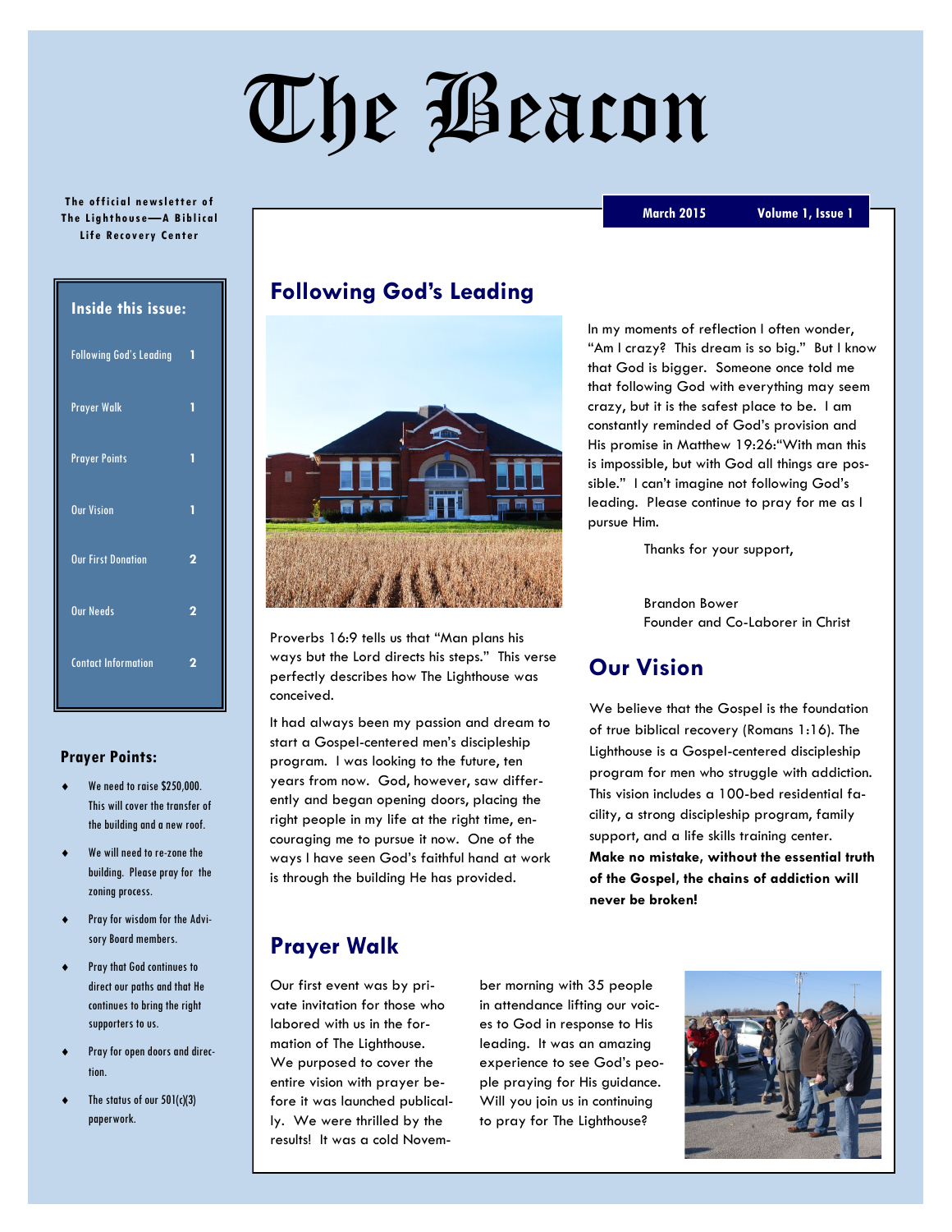# The Beacon

The official newsletter of The Lighthouse—A Biblical Life Recovery Center

March 2015 Volume 1, Issue 1

**Inside this issue:**

| | |
|---|---|
| Following God's Leading | 1 |
| Prayer Walk | 1 |
| Prayer Points | 1 |
| Our Vision | 1 |
| Our First Donation | 2 |
| Our Needs | 2 |
| Contact Information | 2 |

## Following God's Leading

Proverbs 16:9 tells us that "Man plans his ways but the Lord directs his steps." This verse perfectly describes how The Lighthouse was conceived.

It had always been my passion and dream to start a Gospel-centered men's discipleship program. I was looking to the future, ten years from now. God, however, saw differently and began opening doors, placing the right people in my life at the right time, encouraging me to pursue it now. One of the ways I have seen God's faithful hand at work is through the building He has provided.

In my moments of reflection I often wonder, "Am I crazy? This dream is so big." But I know that God is bigger. Someone once told me that following God with everything may seem crazy, but it is the safest place to be. I am constantly reminded of God's provision and His promise in Matthew 19:26:"With man this is impossible, but with God all things are possible." I can't imagine not following God's leading. Please continue to pray for me as I pursue Him.

Thanks for your support,

Brandon Bower
Founder and Co-Laborer in Christ

## Our Vision

We believe that the Gospel is the foundation of true biblical recovery (Romans 1:16). The Lighthouse is a Gospel-centered discipleship program for men who struggle with addiction. This vision includes a 100-bed residential facility, a strong discipleship program, family support, and a life skills training center. **Make no mistake, without the essential truth of the Gospel, the chains of addiction will never be broken!**

## Prayer Walk

Our first event was by private invitation for those who labored with us in the formation of The Lighthouse. We purposed to cover the entire vision with prayer before it was launched publically. We were thrilled by the results! It was a cold November morning with 35 people in attendance lifting our voices to God in response to His leading. It was an amazing experience to see God's people praying for His guidance. Will you join us in continuing to pray for The Lighthouse?

## Prayer Points:

- We need to raise $250,000. This will cover the transfer of the building and a new roof.
- We will need to re-zone the building. Please pray for the zoning process.
- Pray for wisdom for the Advisory Board members.
- Pray that God continues to direct our paths and that He continues to bring the right supporters to us.
- Pray for open doors and direction.
- The status of our 501(c)(3) paperwork.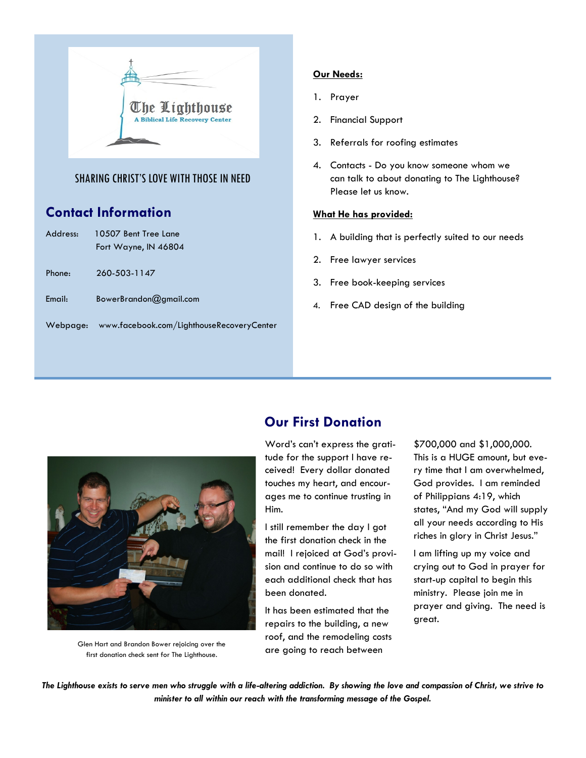The Lighthouse
A Biblical Life Recovery Center

SHARING CHRIST'S LOVE WITH THOSE IN NEED

## Contact Information

| | |
|---|---|
| Address: | 10507 Bent Tree Lane<br>Fort Wayne, IN 46804 |
| Phone: | 260-503-1147 |
| Email: | BowerBrandon@gmail.com |
| Webpage: | www.facebook.com/LighthouseRecoveryCenter |

**Our Needs:**

1. Prayer
2. Financial Support
3. Referrals for roofing estimates
4. Contacts - Do you know someone whom we can talk to about donating to The Lighthouse? Please let us know.

**What He has provided:**

1. A building that is perfectly suited to our needs
2. Free lawyer services
3. Free book-keeping services
4. Free CAD design of the building

Glen Hart and Brandon Bower rejoicing over the first donation check sent for The Lighthouse.

## Our First Donation

Word's can't express the gratitude for the support I have received! Every dollar donated touches my heart, and encourages me to continue trusting in Him.

I still remember the day I got the first donation check in the mail! I rejoiced at God's provision and continue to do so with each additional check that has been donated.

It has been estimated that the repairs to the building, a new roof, and the remodeling costs are going to reach between $700,000 and $1,000,000. This is a HUGE amount, but every time that I am overwhelmed, God provides. I am reminded of Philippians 4:19, which states, "And my God will supply all your needs according to His riches in glory in Christ Jesus."

I am lifting up my voice and crying out to God in prayer for start-up capital to begin this ministry. Please join me in prayer and giving. The need is great.

***The Lighthouse exists to serve men who struggle with a life-altering addiction. By showing the love and compassion of Christ, we strive to minister to all within our reach with the transforming message of the Gospel.***